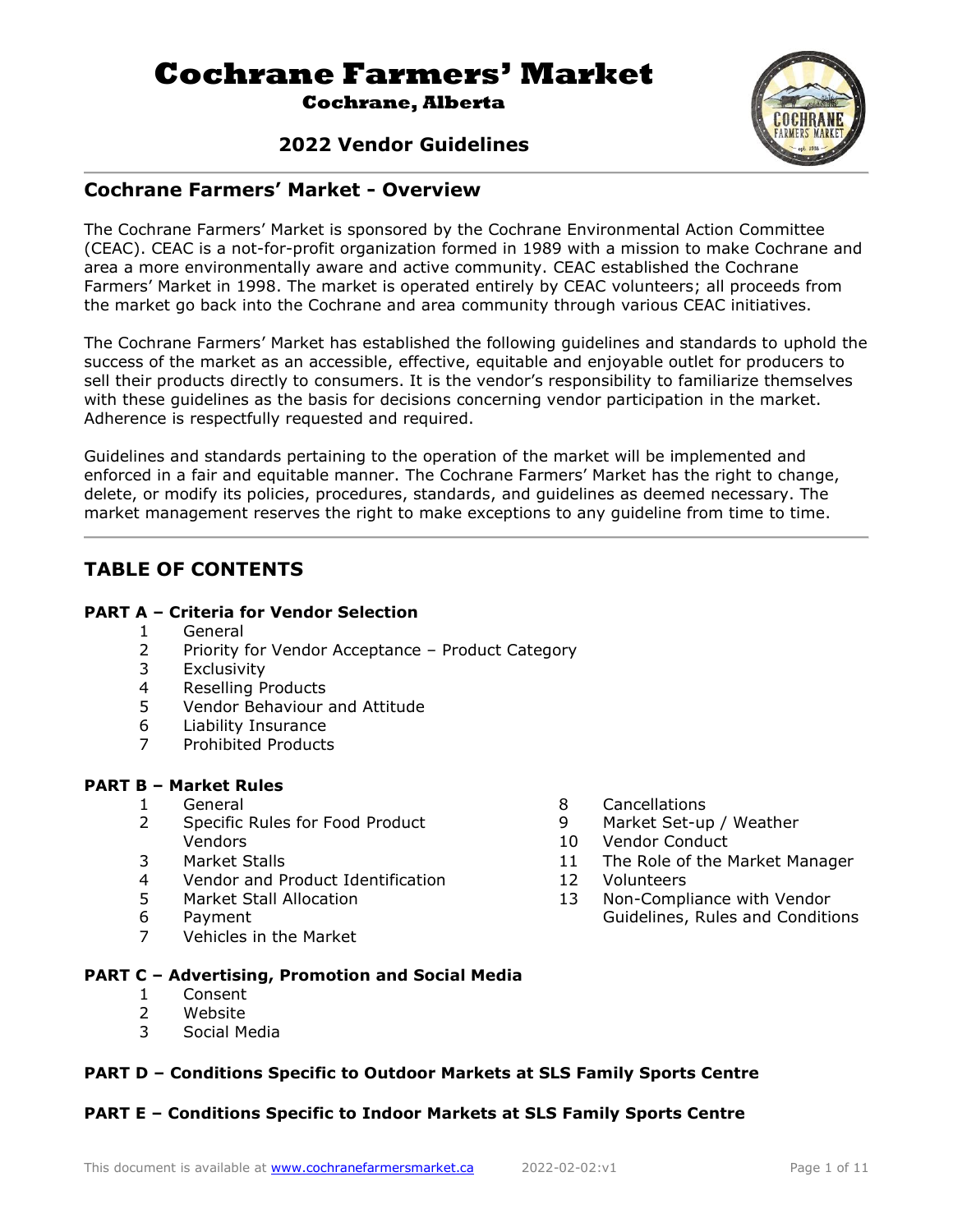# Cochrane Farmers' Market

**Cochrane, Alberta**

## 2022 Vendor Guidelines

## Cochrane Farmers' Market - Overview

The Cochrane Farmers' Market is sponsored by the Cochrane Environmental Action Committee (CEAC). CEAC is a not-for-profit organization formed in 1989 with a mission to make Cochrane and area a more environmentally aware and active community. CEAC established the Cochrane Farmers' Market in 1998. The market is operated entirely by CEAC volunteers; all proceeds from the market go back into the Cochrane and area community through various CEAC initiatives.

The Cochrane Farmers' Market has established the following guidelines and standards to uphold the success of the market as an accessible, effective, equitable and enjoyable outlet for producers to sell their products directly to consumers. It is the vendor's responsibility to familiarize themselves with these guidelines as the basis for decisions concerning vendor participation in the market. Adherence is respectfully requested and required.

Guidelines and standards pertaining to the operation of the market will be implemented and enforced in a fair and equitable manner. The Cochrane Farmers' Market has the right to change, delete, or modify its policies, procedures, standards, and guidelines as deemed necessary. The market management reserves the right to make exceptions to any guideline from time to time.

## TABLE OF CONTENTS

**PART A – Criteria for Vendor Selection**

1. General
2. Priority for Vendor Acceptance – Product Category
3. Exclusivity
4. Reselling Products
5. Vendor Behaviour and Attitude
6. Liability Insurance
7. Prohibited Products

**PART B – Market Rules**

1. General
2. Specific Rules for Food Product Vendors
3. Market Stalls
4. Vendor and Product Identification
5. Market Stall Allocation
6. Payment
7. Vehicles in the Market
8. Cancellations
9. Market Set-up / Weather
10. Vendor Conduct
11. The Role of the Market Manager
12. Volunteers
13. Non-Compliance with Vendor Guidelines, Rules and Conditions

**PART C – Advertising, Promotion and Social Media**

1. Consent
2. Website
3. Social Media

**PART D – Conditions Specific to Outdoor Markets at SLS Family Sports Centre**

**PART E – Conditions Specific to Indoor Markets at SLS Family Sports Centre**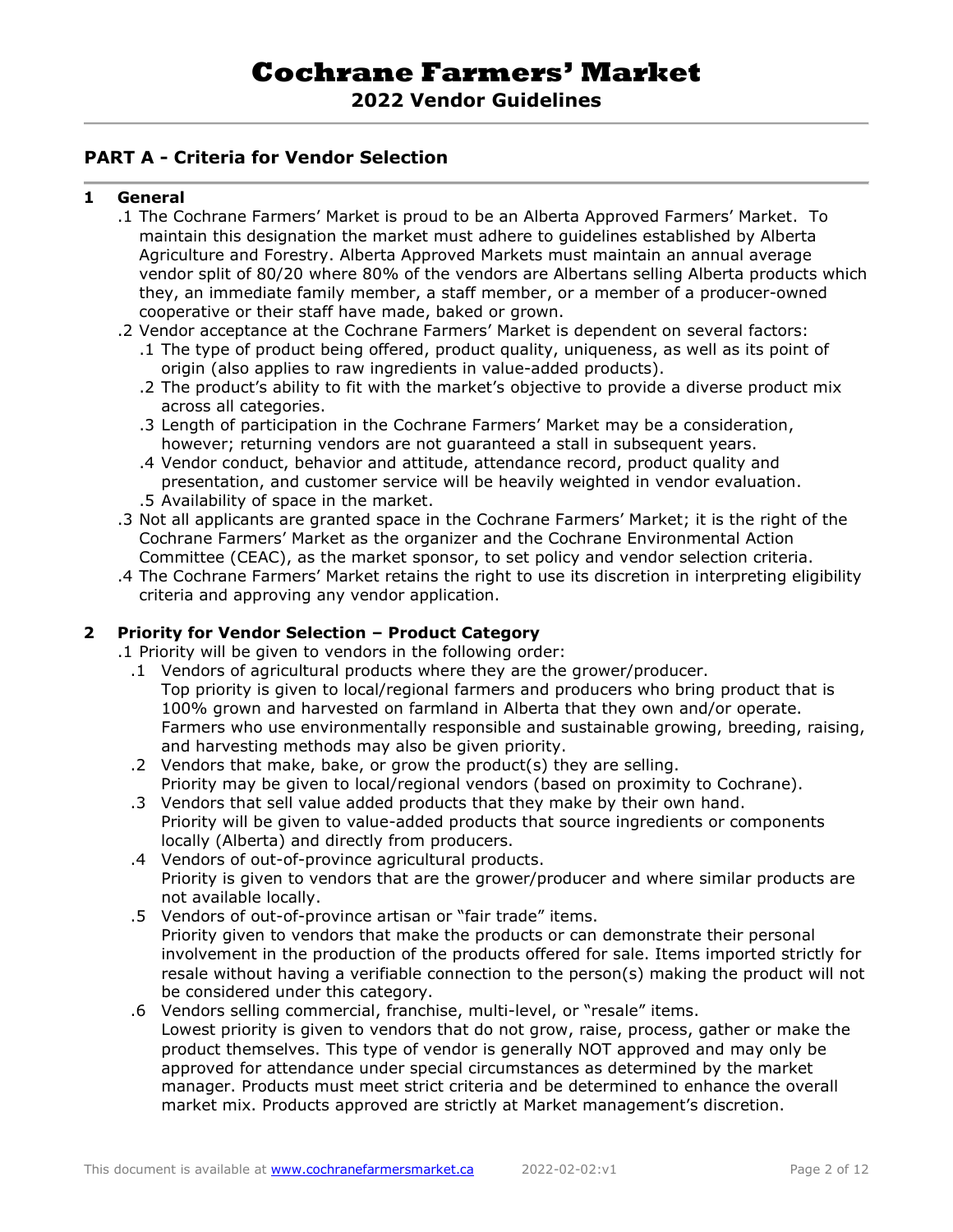# Cochrane Farmers' Market

## 2022 Vendor Guidelines

## PART A - Criteria for Vendor Selection

### 1 General

.1 The Cochrane Farmers' Market is proud to be an Alberta Approved Farmers' Market. To maintain this designation the market must adhere to guidelines established by Alberta Agriculture and Forestry. Alberta Approved Markets must maintain an annual average vendor split of 80/20 where 80% of the vendors are Albertans selling Alberta products which they, an immediate family member, a staff member, or a member of a producer-owned cooperative or their staff have made, baked or grown.

.2 Vendor acceptance at the Cochrane Farmers' Market is dependent on several factors:

- .1 The type of product being offered, product quality, uniqueness, as well as its point of origin (also applies to raw ingredients in value-added products).
- .2 The product's ability to fit with the market's objective to provide a diverse product mix across all categories.
- .3 Length of participation in the Cochrane Farmers' Market may be a consideration, however; returning vendors are not guaranteed a stall in subsequent years.
- .4 Vendor conduct, behavior and attitude, attendance record, product quality and presentation, and customer service will be heavily weighted in vendor evaluation.
- .5 Availability of space in the market.

.3 Not all applicants are granted space in the Cochrane Farmers' Market; it is the right of the Cochrane Farmers' Market as the organizer and the Cochrane Environmental Action Committee (CEAC), as the market sponsor, to set policy and vendor selection criteria.

.4 The Cochrane Farmers' Market retains the right to use its discretion in interpreting eligibility criteria and approving any vendor application.

### 2 Priority for Vendor Selection – Product Category

.1 Priority will be given to vendors in the following order:

- .1 Vendors of agricultural products where they are the grower/producer.
  Top priority is given to local/regional farmers and producers who bring product that is 100% grown and harvested on farmland in Alberta that they own and/or operate. Farmers who use environmentally responsible and sustainable growing, breeding, raising, and harvesting methods may also be given priority.
- .2 Vendors that make, bake, or grow the product(s) they are selling.
  Priority may be given to local/regional vendors (based on proximity to Cochrane).
- .3 Vendors that sell value added products that they make by their own hand.
  Priority will be given to value-added products that source ingredients or components locally (Alberta) and directly from producers.
- .4 Vendors of out-of-province agricultural products.
  Priority is given to vendors that are the grower/producer and where similar products are not available locally.
- .5 Vendors of out-of-province artisan or "fair trade" items.
  Priority given to vendors that make the products or can demonstrate their personal involvement in the production of the products offered for sale. Items imported strictly for resale without having a verifiable connection to the person(s) making the product will not be considered under this category.
- .6 Vendors selling commercial, franchise, multi-level, or "resale" items.
  Lowest priority is given to vendors that do not grow, raise, process, gather or make the product themselves. This type of vendor is generally NOT approved and may only be approved for attendance under special circumstances as determined by the market manager. Products must meet strict criteria and be determined to enhance the overall market mix. Products approved are strictly at Market management's discretion.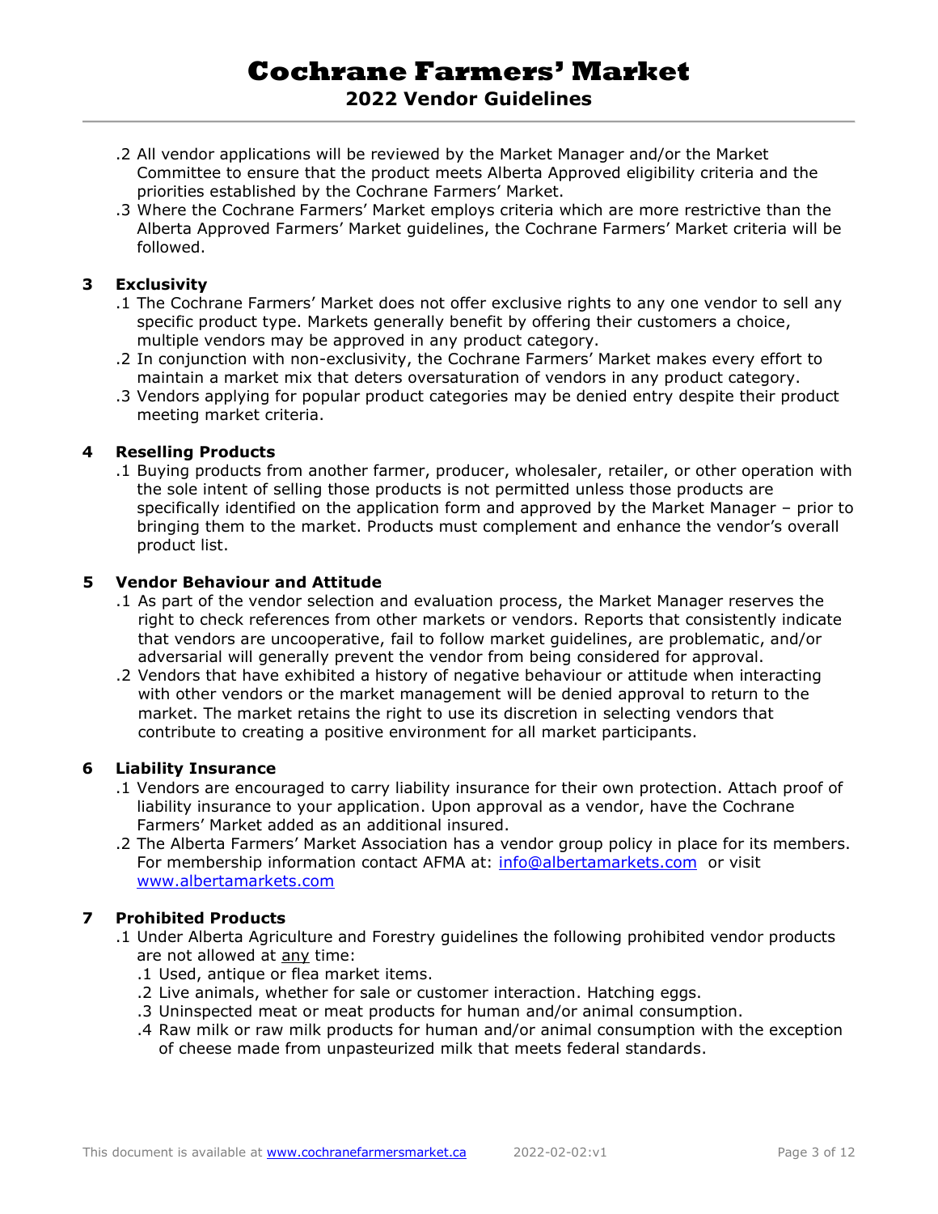.2 All vendor applications will be reviewed by the Market Manager and/or the Market Committee to ensure that the product meets Alberta Approved eligibility criteria and the priorities established by the Cochrane Farmers' Market.

.3 Where the Cochrane Farmers' Market employs criteria which are more restrictive than the Alberta Approved Farmers' Market guidelines, the Cochrane Farmers' Market criteria will be followed.

## 3 Exclusivity

.1 The Cochrane Farmers' Market does not offer exclusive rights to any one vendor to sell any specific product type. Markets generally benefit by offering their customers a choice, multiple vendors may be approved in any product category.

.2 In conjunction with non-exclusivity, the Cochrane Farmers' Market makes every effort to maintain a market mix that deters oversaturation of vendors in any product category.

.3 Vendors applying for popular product categories may be denied entry despite their product meeting market criteria.

## 4 Reselling Products

.1 Buying products from another farmer, producer, wholesaler, retailer, or other operation with the sole intent of selling those products is not permitted unless those products are specifically identified on the application form and approved by the Market Manager – prior to bringing them to the market. Products must complement and enhance the vendor's overall product list.

## 5 Vendor Behaviour and Attitude

.1 As part of the vendor selection and evaluation process, the Market Manager reserves the right to check references from other markets or vendors. Reports that consistently indicate that vendors are uncooperative, fail to follow market guidelines, are problematic, and/or adversarial will generally prevent the vendor from being considered for approval.

.2 Vendors that have exhibited a history of negative behaviour or attitude when interacting with other vendors or the market management will be denied approval to return to the market. The market retains the right to use its discretion in selecting vendors that contribute to creating a positive environment for all market participants.

## 6 Liability Insurance

.1 Vendors are encouraged to carry liability insurance for their own protection. Attach proof of liability insurance to your application. Upon approval as a vendor, have the Cochrane Farmers' Market added as an additional insured.

.2 The Alberta Farmers' Market Association has a vendor group policy in place for its members. For membership information contact AFMA at: info@albertamarkets.com or visit www.albertamarkets.com

## 7 Prohibited Products

.1 Under Alberta Agriculture and Forestry guidelines the following prohibited vendor products are not allowed at any time:

- .1 Used, antique or flea market items.
- .2 Live animals, whether for sale or customer interaction. Hatching eggs.
- .3 Uninspected meat or meat products for human and/or animal consumption.
- .4 Raw milk or raw milk products for human and/or animal consumption with the exception of cheese made from unpasteurized milk that meets federal standards.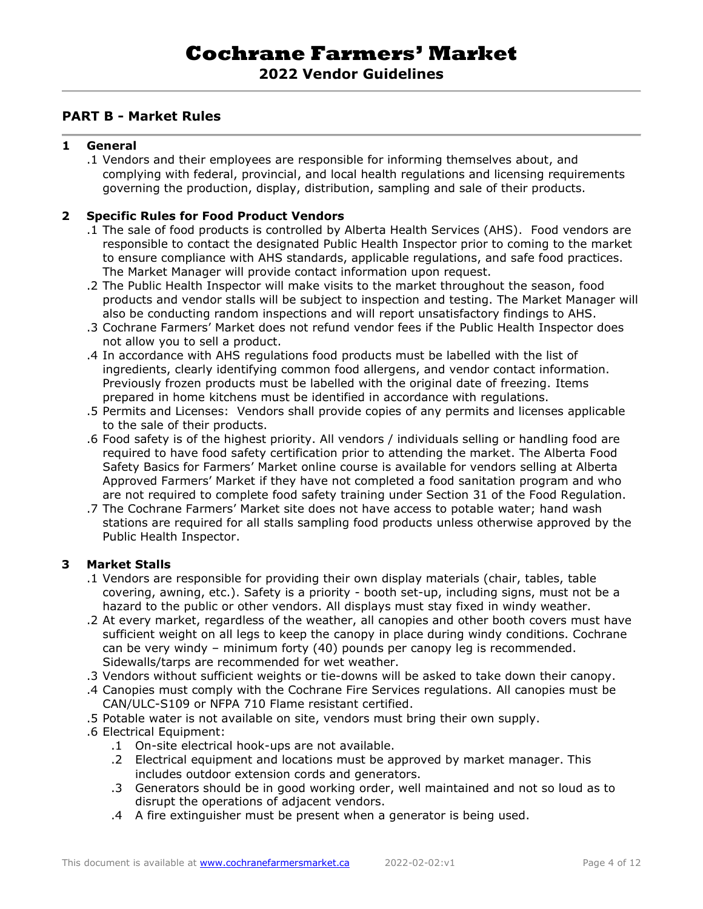# Cochrane Farmers' Market

## 2022 Vendor Guidelines

## PART B - Market Rules

### 1 General

.1 Vendors and their employees are responsible for informing themselves about, and complying with federal, provincial, and local health regulations and licensing requirements governing the production, display, distribution, sampling and sale of their products.

### 2 Specific Rules for Food Product Vendors

.1 The sale of food products is controlled by Alberta Health Services (AHS). Food vendors are responsible to contact the designated Public Health Inspector prior to coming to the market to ensure compliance with AHS standards, applicable regulations, and safe food practices. The Market Manager will provide contact information upon request.

.2 The Public Health Inspector will make visits to the market throughout the season, food products and vendor stalls will be subject to inspection and testing. The Market Manager will also be conducting random inspections and will report unsatisfactory findings to AHS.

.3 Cochrane Farmers' Market does not refund vendor fees if the Public Health Inspector does not allow you to sell a product.

.4 In accordance with AHS regulations food products must be labelled with the list of ingredients, clearly identifying common food allergens, and vendor contact information. Previously frozen products must be labelled with the original date of freezing. Items prepared in home kitchens must be identified in accordance with regulations.

.5 Permits and Licenses: Vendors shall provide copies of any permits and licenses applicable to the sale of their products.

.6 Food safety is of the highest priority. All vendors / individuals selling or handling food are required to have food safety certification prior to attending the market. The Alberta Food Safety Basics for Farmers' Market online course is available for vendors selling at Alberta Approved Farmers' Market if they have not completed a food sanitation program and who are not required to complete food safety training under Section 31 of the Food Regulation.

.7 The Cochrane Farmers' Market site does not have access to potable water; hand wash stations are required for all stalls sampling food products unless otherwise approved by the Public Health Inspector.

### 3 Market Stalls

.1 Vendors are responsible for providing their own display materials (chair, tables, table covering, awning, etc.). Safety is a priority - booth set-up, including signs, must not be a hazard to the public or other vendors. All displays must stay fixed in windy weather.

.2 At every market, regardless of the weather, all canopies and other booth covers must have sufficient weight on all legs to keep the canopy in place during windy conditions. Cochrane can be very windy – minimum forty (40) pounds per canopy leg is recommended. Sidewalls/tarps are recommended for wet weather.

.3 Vendors without sufficient weights or tie-downs will be asked to take down their canopy.

.4 Canopies must comply with the Cochrane Fire Services regulations. All canopies must be CAN/ULC-S109 or NFPA 710 Flame resistant certified.

.5 Potable water is not available on site, vendors must bring their own supply.

.6 Electrical Equipment:

- .1 On-site electrical hook-ups are not available.
- .2 Electrical equipment and locations must be approved by market manager. This includes outdoor extension cords and generators.
- .3 Generators should be in good working order, well maintained and not so loud as to disrupt the operations of adjacent vendors.
- .4 A fire extinguisher must be present when a generator is being used.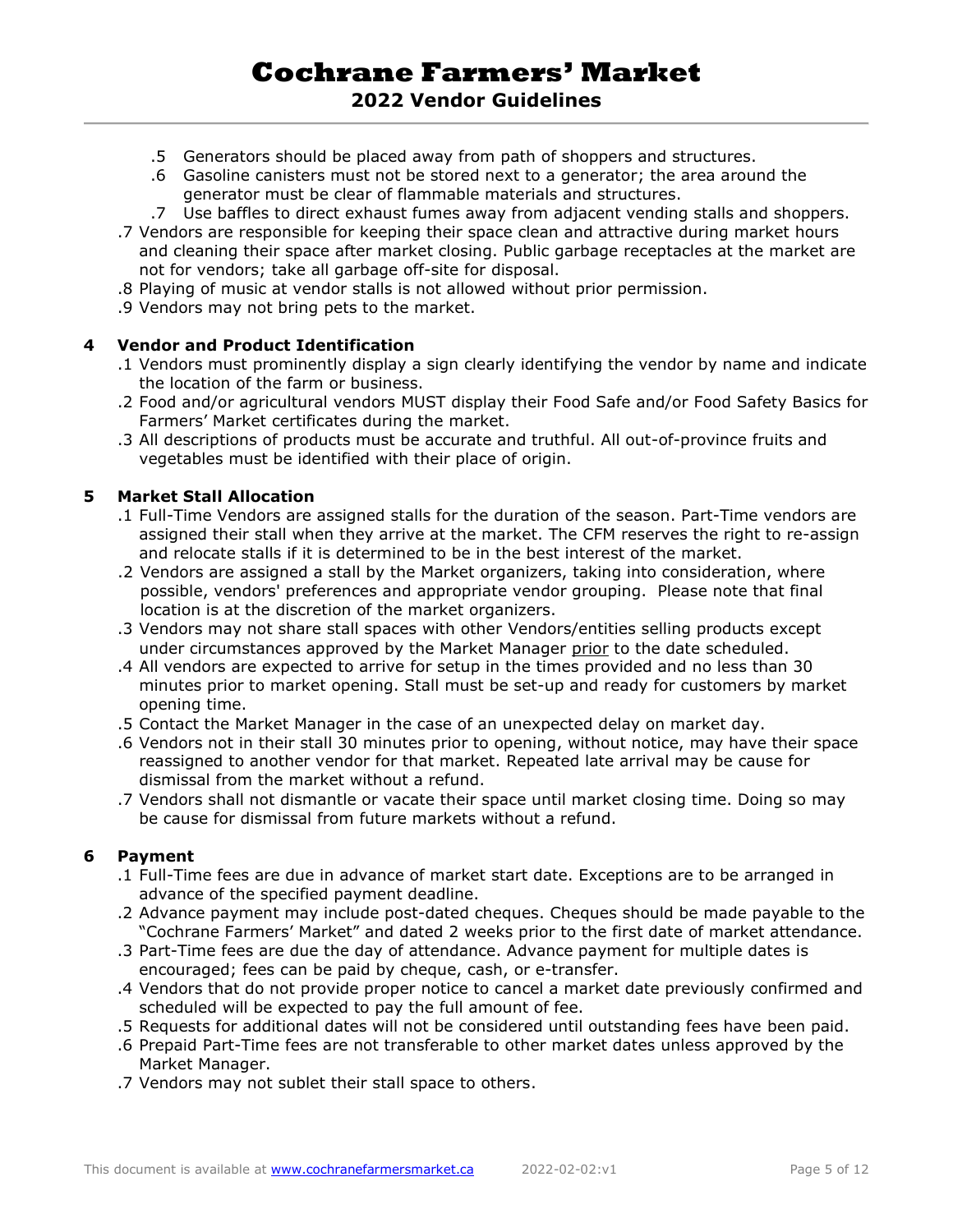.5 Generators should be placed away from path of shoppers and structures.
.6 Gasoline canisters must not be stored next to a generator; the area around the generator must be clear of flammable materials and structures.
.7 Use baffles to direct exhaust fumes away from adjacent vending stalls and shoppers.

.7 Vendors are responsible for keeping their space clean and attractive during market hours and cleaning their space after market closing. Public garbage receptacles at the market are not for vendors; take all garbage off-site for disposal.
.8 Playing of music at vendor stalls is not allowed without prior permission.
.9 Vendors may not bring pets to the market.

## 4 Vendor and Product Identification

.1 Vendors must prominently display a sign clearly identifying the vendor by name and indicate the location of the farm or business.
.2 Food and/or agricultural vendors MUST display their Food Safe and/or Food Safety Basics for Farmers' Market certificates during the market.
.3 All descriptions of products must be accurate and truthful. All out-of-province fruits and vegetables must be identified with their place of origin.

## 5 Market Stall Allocation

.1 Full-Time Vendors are assigned stalls for the duration of the season. Part-Time vendors are assigned their stall when they arrive at the market. The CFM reserves the right to re-assign and relocate stalls if it is determined to be in the best interest of the market.
.2 Vendors are assigned a stall by the Market organizers, taking into consideration, where possible, vendors' preferences and appropriate vendor grouping. Please note that final location is at the discretion of the market organizers.
.3 Vendors may not share stall spaces with other Vendors/entities selling products except under circumstances approved by the Market Manager <u>prior</u> to the date scheduled.
.4 All vendors are expected to arrive for setup in the times provided and no less than 30 minutes prior to market opening. Stall must be set-up and ready for customers by market opening time.
.5 Contact the Market Manager in the case of an unexpected delay on market day.
.6 Vendors not in their stall 30 minutes prior to opening, without notice, may have their space reassigned to another vendor for that market. Repeated late arrival may be cause for dismissal from the market without a refund.
.7 Vendors shall not dismantle or vacate their space until market closing time. Doing so may be cause for dismissal from future markets without a refund.

## 6 Payment

.1 Full-Time fees are due in advance of market start date. Exceptions are to be arranged in advance of the specified payment deadline.
.2 Advance payment may include post-dated cheques. Cheques should be made payable to the "Cochrane Farmers' Market" and dated 2 weeks prior to the first date of market attendance.
.3 Part-Time fees are due the day of attendance. Advance payment for multiple dates is encouraged; fees can be paid by cheque, cash, or e-transfer.
.4 Vendors that do not provide proper notice to cancel a market date previously confirmed and scheduled will be expected to pay the full amount of fee.
.5 Requests for additional dates will not be considered until outstanding fees have been paid.
.6 Prepaid Part-Time fees are not transferable to other market dates unless approved by the Market Manager.
.7 Vendors may not sublet their stall space to others.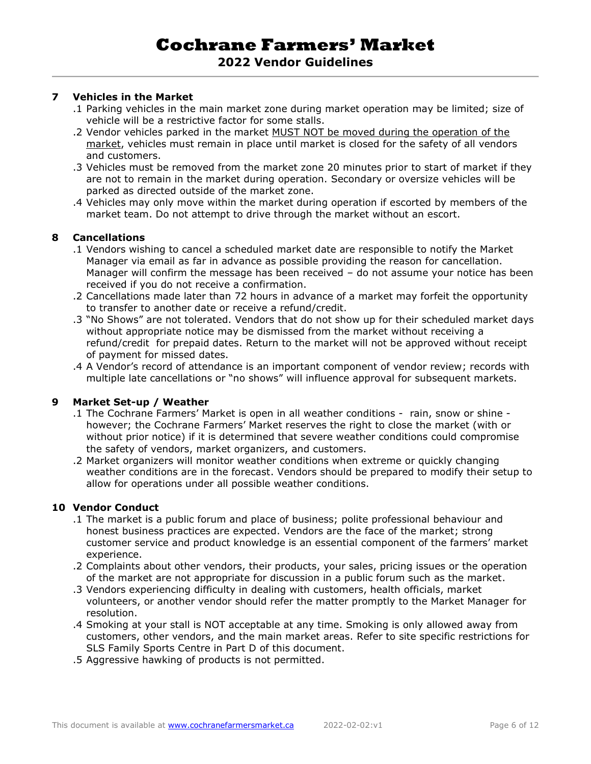## 7 Vehicles in the Market

.1 Parking vehicles in the main market zone during market operation may be limited; size of vehicle will be a restrictive factor for some stalls.

.2 Vendor vehicles parked in the market <u>MUST NOT be moved during the operation of the market</u>, vehicles must remain in place until market is closed for the safety of all vendors and customers.

.3 Vehicles must be removed from the market zone 20 minutes prior to start of market if they are not to remain in the market during operation. Secondary or oversize vehicles will be parked as directed outside of the market zone.

.4 Vehicles may only move within the market during operation if escorted by members of the market team. Do not attempt to drive through the market without an escort.

## 8 Cancellations

.1 Vendors wishing to cancel a scheduled market date are responsible to notify the Market Manager via email as far in advance as possible providing the reason for cancellation. Manager will confirm the message has been received – do not assume your notice has been received if you do not receive a confirmation.

.2 Cancellations made later than 72 hours in advance of a market may forfeit the opportunity to transfer to another date or receive a refund/credit.

.3 "No Shows" are not tolerated. Vendors that do not show up for their scheduled market days without appropriate notice may be dismissed from the market without receiving a refund/credit for prepaid dates. Return to the market will not be approved without receipt of payment for missed dates.

.4 A Vendor's record of attendance is an important component of vendor review; records with multiple late cancellations or "no shows" will influence approval for subsequent markets.

## 9 Market Set-up / Weather

.1 The Cochrane Farmers' Market is open in all weather conditions - rain, snow or shine - however; the Cochrane Farmers' Market reserves the right to close the market (with or without prior notice) if it is determined that severe weather conditions could compromise the safety of vendors, market organizers, and customers.

.2 Market organizers will monitor weather conditions when extreme or quickly changing weather conditions are in the forecast. Vendors should be prepared to modify their setup to allow for operations under all possible weather conditions.

## 10 Vendor Conduct

.1 The market is a public forum and place of business; polite professional behaviour and honest business practices are expected. Vendors are the face of the market; strong customer service and product knowledge is an essential component of the farmers' market experience.

.2 Complaints about other vendors, their products, your sales, pricing issues or the operation of the market are not appropriate for discussion in a public forum such as the market.

.3 Vendors experiencing difficulty in dealing with customers, health officials, market volunteers, or another vendor should refer the matter promptly to the Market Manager for resolution.

.4 Smoking at your stall is NOT acceptable at any time. Smoking is only allowed away from customers, other vendors, and the main market areas. Refer to site specific restrictions for SLS Family Sports Centre in Part D of this document.

.5 Aggressive hawking of products is not permitted.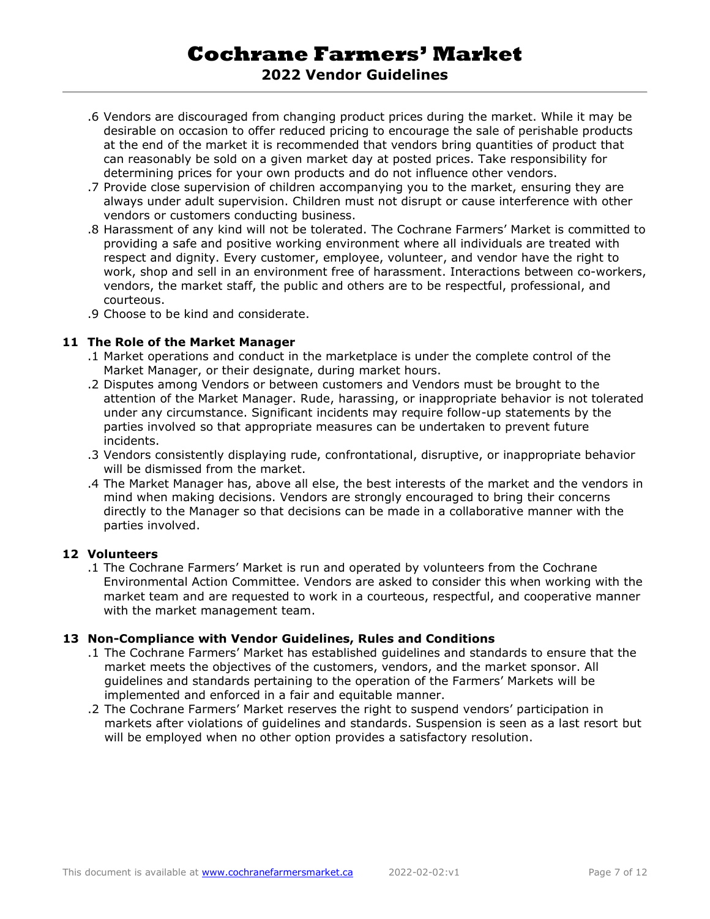.6 Vendors are discouraged from changing product prices during the market. While it may be desirable on occasion to offer reduced pricing to encourage the sale of perishable products at the end of the market it is recommended that vendors bring quantities of product that can reasonably be sold on a given market day at posted prices. Take responsibility for determining prices for your own products and do not influence other vendors.

.7 Provide close supervision of children accompanying you to the market, ensuring they are always under adult supervision. Children must not disrupt or cause interference with other vendors or customers conducting business.

.8 Harassment of any kind will not be tolerated. The Cochrane Farmers' Market is committed to providing a safe and positive working environment where all individuals are treated with respect and dignity. Every customer, employee, volunteer, and vendor have the right to work, shop and sell in an environment free of harassment. Interactions between co-workers, vendors, the market staff, the public and others are to be respectful, professional, and courteous.

.9 Choose to be kind and considerate.

## 11 The Role of the Market Manager

.1 Market operations and conduct in the marketplace is under the complete control of the Market Manager, or their designate, during market hours.

.2 Disputes among Vendors or between customers and Vendors must be brought to the attention of the Market Manager. Rude, harassing, or inappropriate behavior is not tolerated under any circumstance. Significant incidents may require follow-up statements by the parties involved so that appropriate measures can be undertaken to prevent future incidents.

.3 Vendors consistently displaying rude, confrontational, disruptive, or inappropriate behavior will be dismissed from the market.

.4 The Market Manager has, above all else, the best interests of the market and the vendors in mind when making decisions. Vendors are strongly encouraged to bring their concerns directly to the Manager so that decisions can be made in a collaborative manner with the parties involved.

## 12 Volunteers

.1 The Cochrane Farmers' Market is run and operated by volunteers from the Cochrane Environmental Action Committee. Vendors are asked to consider this when working with the market team and are requested to work in a courteous, respectful, and cooperative manner with the market management team.

## 13 Non-Compliance with Vendor Guidelines, Rules and Conditions

.1 The Cochrane Farmers' Market has established guidelines and standards to ensure that the market meets the objectives of the customers, vendors, and the market sponsor. All guidelines and standards pertaining to the operation of the Farmers' Markets will be implemented and enforced in a fair and equitable manner.

.2 The Cochrane Farmers' Market reserves the right to suspend vendors' participation in markets after violations of guidelines and standards. Suspension is seen as a last resort but will be employed when no other option provides a satisfactory resolution.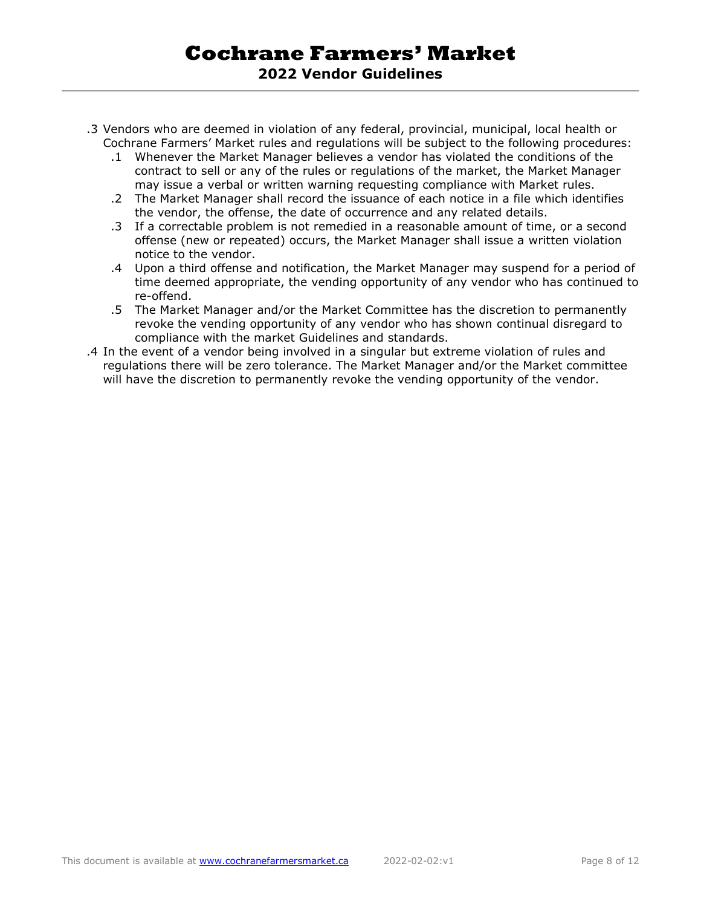.3 Vendors who are deemed in violation of any federal, provincial, municipal, local health or Cochrane Farmers' Market rules and regulations will be subject to the following procedures:

  .1 Whenever the Market Manager believes a vendor has violated the conditions of the contract to sell or any of the rules or regulations of the market, the Market Manager may issue a verbal or written warning requesting compliance with Market rules.

  .2 The Market Manager shall record the issuance of each notice in a file which identifies the vendor, the offense, the date of occurrence and any related details.

  .3 If a correctable problem is not remedied in a reasonable amount of time, or a second offense (new or repeated) occurs, the Market Manager shall issue a written violation notice to the vendor.

  .4 Upon a third offense and notification, the Market Manager may suspend for a period of time deemed appropriate, the vending opportunity of any vendor who has continued to re-offend.

  .5 The Market Manager and/or the Market Committee has the discretion to permanently revoke the vending opportunity of any vendor who has shown continual disregard to compliance with the market Guidelines and standards.

.4 In the event of a vendor being involved in a singular but extreme violation of rules and regulations there will be zero tolerance. The Market Manager and/or the Market committee will have the discretion to permanently revoke the vending opportunity of the vendor.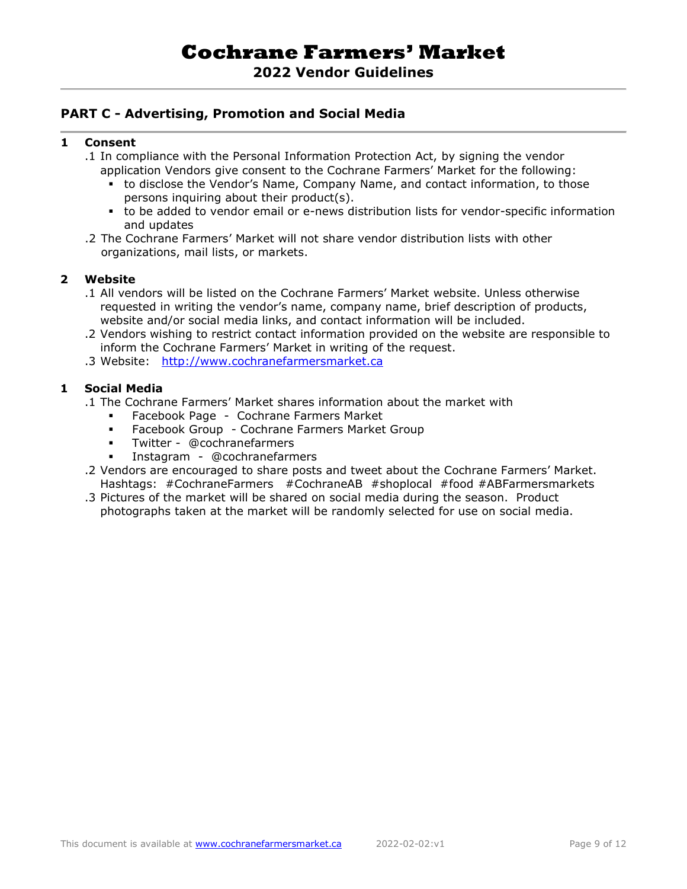# Cochrane Farmers' Market

## 2022 Vendor Guidelines

## PART C - Advertising, Promotion and Social Media

### 1 Consent

.1 In compliance with the Personal Information Protection Act, by signing the vendor application Vendors give consent to the Cochrane Farmers' Market for the following:

- to disclose the Vendor's Name, Company Name, and contact information, to those persons inquiring about their product(s).
- to be added to vendor email or e-news distribution lists for vendor-specific information and updates

.2 The Cochrane Farmers' Market will not share vendor distribution lists with other organizations, mail lists, or markets.

### 2 Website

.1 All vendors will be listed on the Cochrane Farmers' Market website. Unless otherwise requested in writing the vendor's name, company name, brief description of products, website and/or social media links, and contact information will be included.

.2 Vendors wishing to restrict contact information provided on the website are responsible to inform the Cochrane Farmers' Market in writing of the request.

.3 Website: http://www.cochranefarmersmarket.ca

### 1 Social Media

.1 The Cochrane Farmers' Market shares information about the market with

- Facebook Page - Cochrane Farmers Market
- Facebook Group - Cochrane Farmers Market Group
- Twitter - @cochranefarmers
- Instagram - @cochranefarmers

.2 Vendors are encouraged to share posts and tweet about the Cochrane Farmers' Market. Hashtags: #CochraneFarmers #CochraneAB #shoplocal #food #ABFarmersmarkets

.3 Pictures of the market will be shared on social media during the season. Product photographs taken at the market will be randomly selected for use on social media.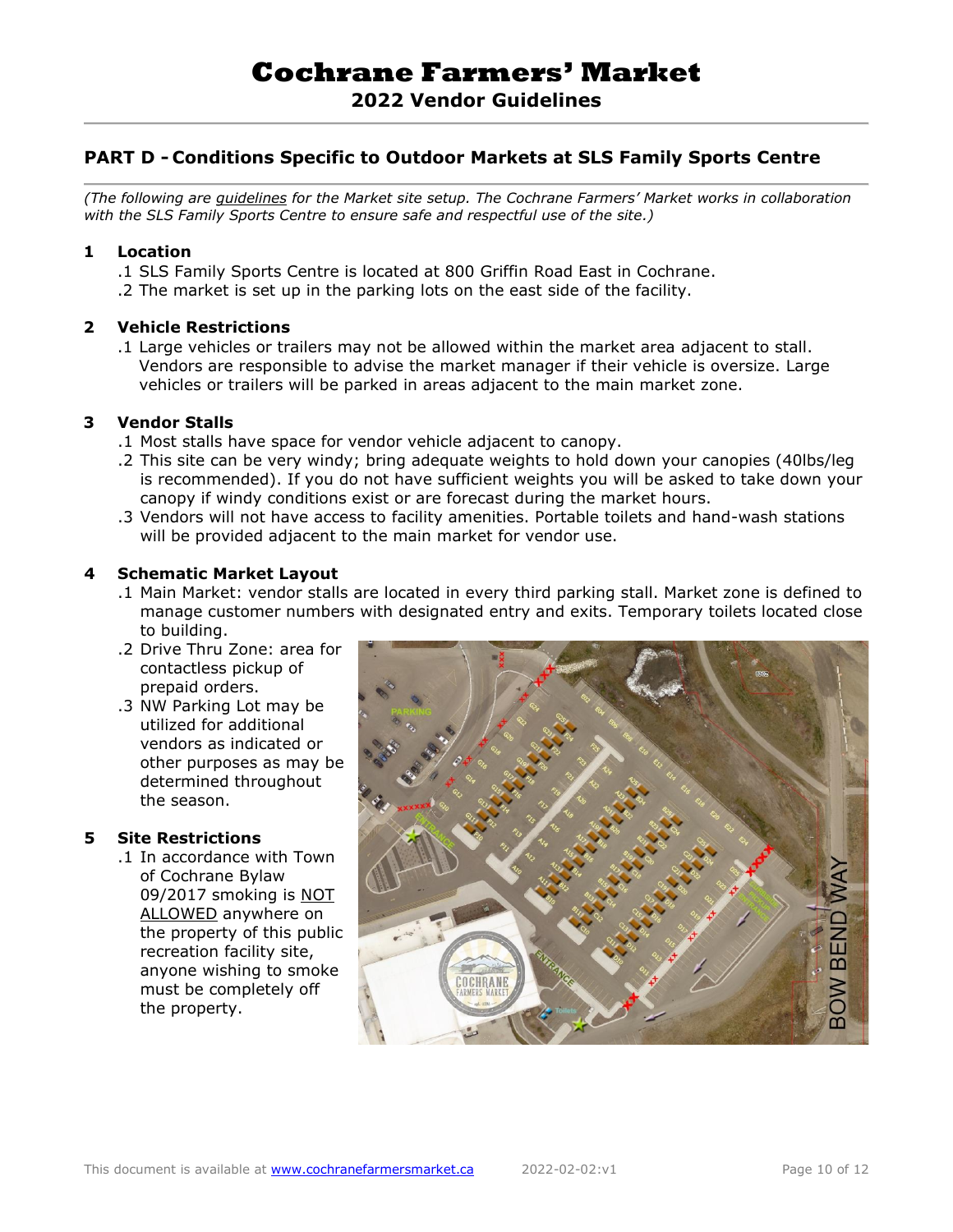# Cochrane Farmers' Market

## 2022 Vendor Guidelines

## PART D - Conditions Specific to Outdoor Markets at SLS Family Sports Centre

*(The following are guidelines for the Market site setup. The Cochrane Farmers' Market works in collaboration with the SLS Family Sports Centre to ensure safe and respectful use of the site.)*

### 1 Location

.1 SLS Family Sports Centre is located at 800 Griffin Road East in Cochrane.

.2 The market is set up in the parking lots on the east side of the facility.

### 2 Vehicle Restrictions

.1 Large vehicles or trailers may not be allowed within the market area adjacent to stall. Vendors are responsible to advise the market manager if their vehicle is oversize. Large vehicles or trailers will be parked in areas adjacent to the main market zone.

### 3 Vendor Stalls

.1 Most stalls have space for vendor vehicle adjacent to canopy.

.2 This site can be very windy; bring adequate weights to hold down your canopies (40lbs/leg is recommended). If you do not have sufficient weights you will be asked to take down your canopy if windy conditions exist or are forecast during the market hours.

.3 Vendors will not have access to facility amenities. Portable toilets and hand-wash stations will be provided adjacent to the main market for vendor use.

### 4 Schematic Market Layout

.1 Main Market: vendor stalls are located in every third parking stall. Market zone is defined to manage customer numbers with designated entry and exits. Temporary toilets located close to building.

.2 Drive Thru Zone: area for contactless pickup of prepaid orders.

.3 NW Parking Lot may be utilized for additional vendors as indicated or other purposes as may be determined throughout the season.

### 5 Site Restrictions

.1 In accordance with Town of Cochrane Bylaw 09/2017 smoking is NOT ALLOWED anywhere on the property of this public recreation facility site, anyone wishing to smoke must be completely off the property.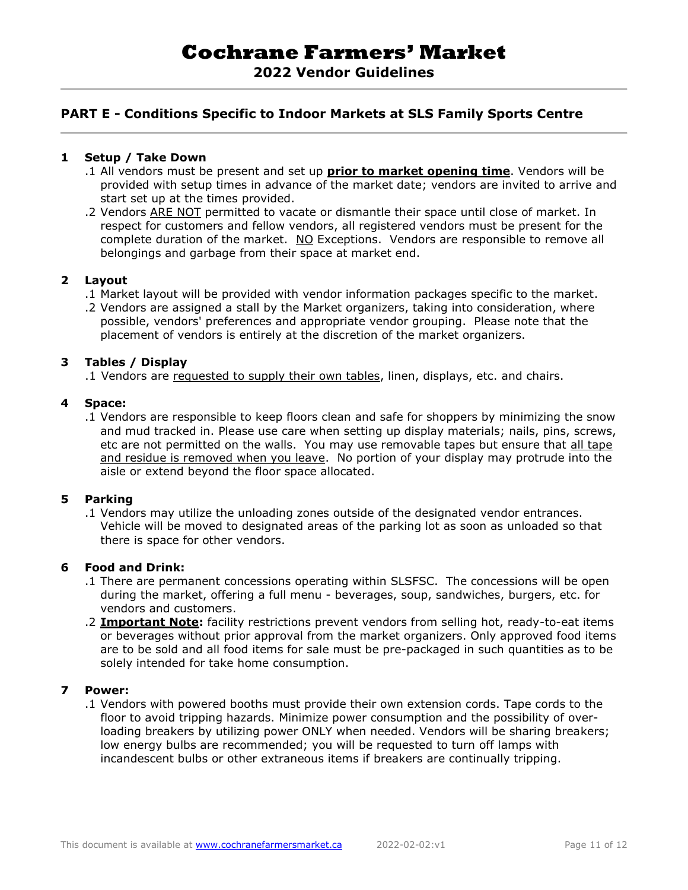# Cochrane Farmers' Market

## 2022 Vendor Guidelines

## PART E - Conditions Specific to Indoor Markets at SLS Family Sports Centre

### 1 Setup / Take Down

.1 All vendors must be present and set up **prior to market opening time**. Vendors will be provided with setup times in advance of the market date; vendors are invited to arrive and start set up at the times provided.

.2 Vendors ARE NOT permitted to vacate or dismantle their space until close of market. In respect for customers and fellow vendors, all registered vendors must be present for the complete duration of the market. NO Exceptions. Vendors are responsible to remove all belongings and garbage from their space at market end.

### 2 Layout

.1 Market layout will be provided with vendor information packages specific to the market.

.2 Vendors are assigned a stall by the Market organizers, taking into consideration, where possible, vendors' preferences and appropriate vendor grouping. Please note that the placement of vendors is entirely at the discretion of the market organizers.

### 3 Tables / Display

.1 Vendors are requested to supply their own tables, linen, displays, etc. and chairs.

### 4 Space:

.1 Vendors are responsible to keep floors clean and safe for shoppers by minimizing the snow and mud tracked in. Please use care when setting up display materials; nails, pins, screws, etc are not permitted on the walls. You may use removable tapes but ensure that all tape and residue is removed when you leave. No portion of your display may protrude into the aisle or extend beyond the floor space allocated.

### 5 Parking

.1 Vendors may utilize the unloading zones outside of the designated vendor entrances. Vehicle will be moved to designated areas of the parking lot as soon as unloaded so that there is space for other vendors.

### 6 Food and Drink:

.1 There are permanent concessions operating within SLSFSC. The concessions will be open during the market, offering a full menu - beverages, soup, sandwiches, burgers, etc. for vendors and customers.

.2 **Important Note:** facility restrictions prevent vendors from selling hot, ready-to-eat items or beverages without prior approval from the market organizers. Only approved food items are to be sold and all food items for sale must be pre-packaged in such quantities as to be solely intended for take home consumption.

### 7 Power:

.1 Vendors with powered booths must provide their own extension cords. Tape cords to the floor to avoid tripping hazards. Minimize power consumption and the possibility of over-loading breakers by utilizing power ONLY when needed. Vendors will be sharing breakers; low energy bulbs are recommended; you will be requested to turn off lamps with incandescent bulbs or other extraneous items if breakers are continually tripping.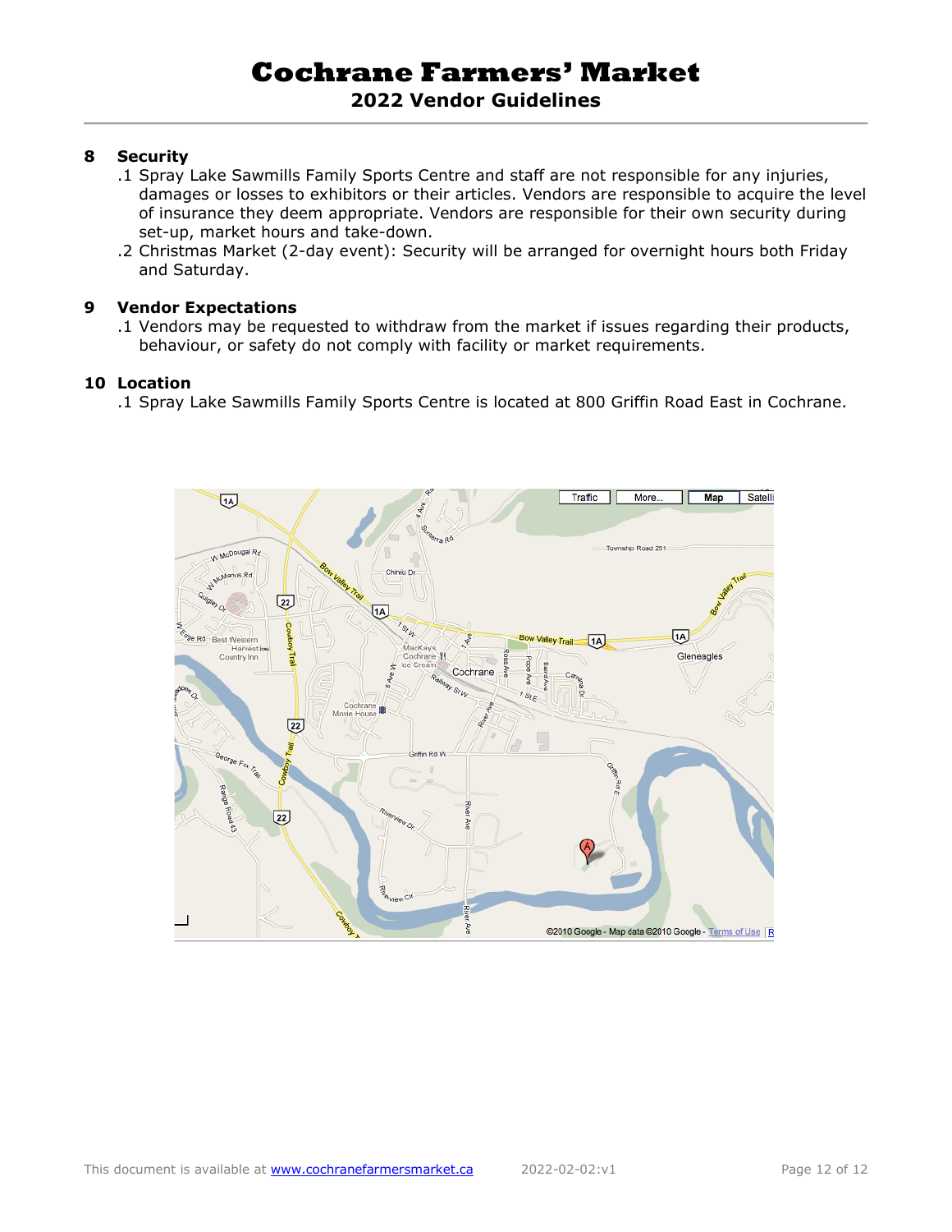## 8 Security

.1 Spray Lake Sawmills Family Sports Centre and staff are not responsible for any injuries, damages or losses to exhibitors or their articles. Vendors are responsible to acquire the level of insurance they deem appropriate. Vendors are responsible for their own security during set-up, market hours and take-down.

.2 Christmas Market (2-day event): Security will be arranged for overnight hours both Friday and Saturday.

## 9 Vendor Expectations

.1 Vendors may be requested to withdraw from the market if issues regarding their products, behaviour, or safety do not comply with facility or market requirements.

## 10 Location

.1 Spray Lake Sawmills Family Sports Centre is located at 800 Griffin Road East in Cochrane.